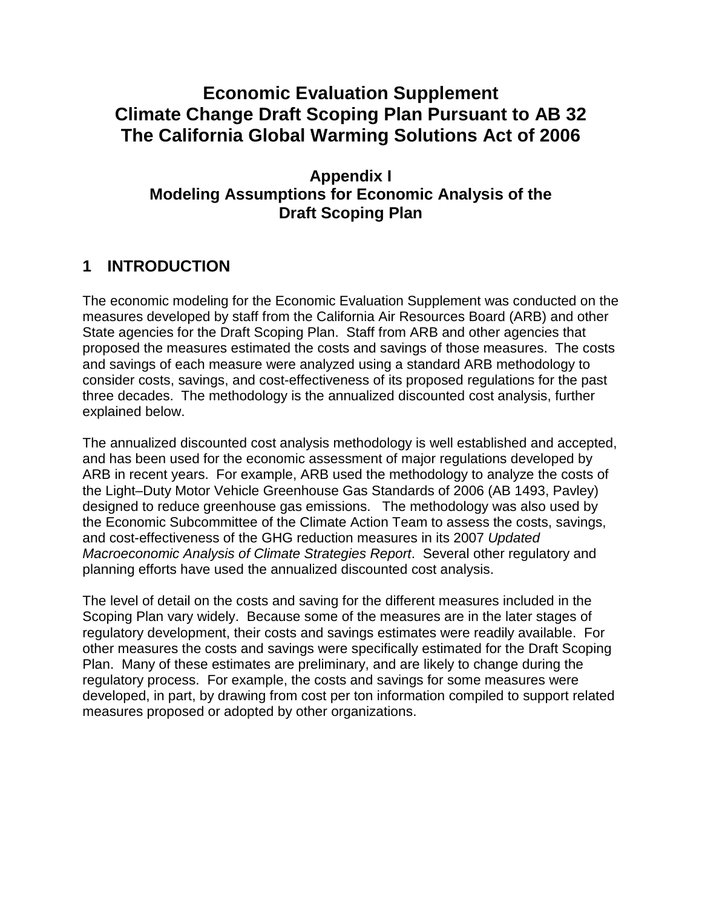# Economic Evaluation Supplement
# Climate Change Draft Scoping Plan Pursuant to AB 32
# The California Global Warming Solutions Act of 2006

### Appendix I
### Modeling Assumptions for Economic Analysis of the Draft Scoping Plan

## 1 INTRODUCTION

The economic modeling for the Economic Evaluation Supplement was conducted on the measures developed by staff from the California Air Resources Board (ARB) and other State agencies for the Draft Scoping Plan. Staff from ARB and other agencies that proposed the measures estimated the costs and savings of those measures. The costs and savings of each measure were analyzed using a standard ARB methodology to consider costs, savings, and cost-effectiveness of its proposed regulations for the past three decades. The methodology is the annualized discounted cost analysis, further explained below.

The annualized discounted cost analysis methodology is well established and accepted, and has been used for the economic assessment of major regulations developed by ARB in recent years. For example, ARB used the methodology to analyze the costs of the Light–Duty Motor Vehicle Greenhouse Gas Standards of 2006 (AB 1493, Pavley) designed to reduce greenhouse gas emissions. The methodology was also used by the Economic Subcommittee of the Climate Action Team to assess the costs, savings, and cost-effectiveness of the GHG reduction measures in its 2007 *Updated Macroeconomic Analysis of Climate Strategies Report*. Several other regulatory and planning efforts have used the annualized discounted cost analysis.

The level of detail on the costs and saving for the different measures included in the Scoping Plan vary widely. Because some of the measures are in the later stages of regulatory development, their costs and savings estimates were readily available. For other measures the costs and savings were specifically estimated for the Draft Scoping Plan. Many of these estimates are preliminary, and are likely to change during the regulatory process. For example, the costs and savings for some measures were developed, in part, by drawing from cost per ton information compiled to support related measures proposed or adopted by other organizations.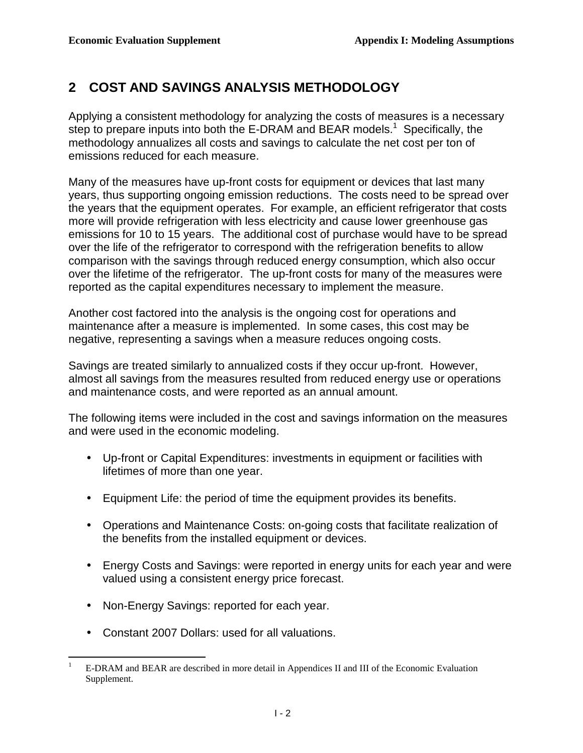## 2 COST AND SAVINGS ANALYSIS METHODOLOGY

Applying a consistent methodology for analyzing the costs of measures is a necessary step to prepare inputs into both the E-DRAM and BEAR models.[1] Specifically, the methodology annualizes all costs and savings to calculate the net cost per ton of emissions reduced for each measure.

Many of the measures have up-front costs for equipment or devices that last many years, thus supporting ongoing emission reductions. The costs need to be spread over the years that the equipment operates. For example, an efficient refrigerator that costs more will provide refrigeration with less electricity and cause lower greenhouse gas emissions for 10 to 15 years. The additional cost of purchase would have to be spread over the life of the refrigerator to correspond with the refrigeration benefits to allow comparison with the savings through reduced energy consumption, which also occur over the lifetime of the refrigerator. The up-front costs for many of the measures were reported as the capital expenditures necessary to implement the measure.

Another cost factored into the analysis is the ongoing cost for operations and maintenance after a measure is implemented. In some cases, this cost may be negative, representing a savings when a measure reduces ongoing costs.

Savings are treated similarly to annualized costs if they occur up-front. However, almost all savings from the measures resulted from reduced energy use or operations and maintenance costs, and were reported as an annual amount.

The following items were included in the cost and savings information on the measures and were used in the economic modeling.

- Up-front or Capital Expenditures: investments in equipment or facilities with lifetimes of more than one year.
- Equipment Life: the period of time the equipment provides its benefits.
- Operations and Maintenance Costs: on-going costs that facilitate realization of the benefits from the installed equipment or devices.
- Energy Costs and Savings: were reported in energy units for each year and were valued using a consistent energy price forecast.
- Non-Energy Savings: reported for each year.
- Constant 2007 Dollars: used for all valuations.

---

[1] E-DRAM and BEAR are described in more detail in Appendices II and III of the Economic Evaluation Supplement.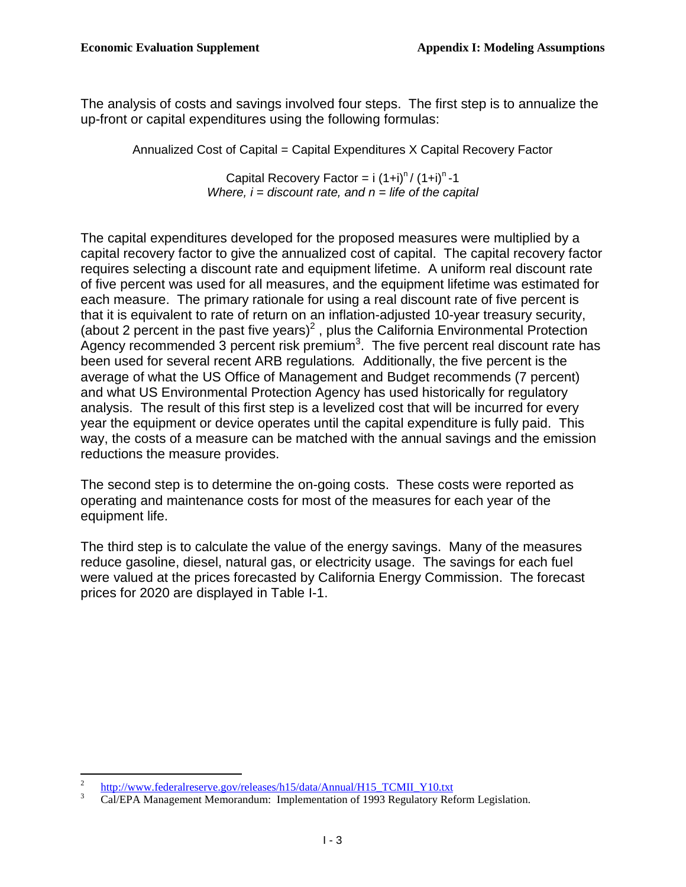The analysis of costs and savings involved four steps. The first step is to annualize the up-front or capital expenditures using the following formulas:

Annualized Cost of Capital = Capital Expenditures X Capital Recovery Factor

$$\text{Capital Recovery Factor} = i\,(1+i)^n / (1+i)^n - 1$$

*Where, i = discount rate, and n = life of the capital*

The capital expenditures developed for the proposed measures were multiplied by a capital recovery factor to give the annualized cost of capital. The capital recovery factor requires selecting a discount rate and equipment lifetime. A uniform real discount rate of five percent was used for all measures, and the equipment lifetime was estimated for each measure. The primary rationale for using a real discount rate of five percent is that it is equivalent to rate of return on an inflation-adjusted 10-year treasury security, (about 2 percent in the past five years)[2] , plus the California Environmental Protection Agency recommended 3 percent risk premium[3]. The five percent real discount rate has been used for several recent ARB regulations. Additionally, the five percent is the average of what the US Office of Management and Budget recommends (7 percent) and what US Environmental Protection Agency has used historically for regulatory analysis. The result of this first step is a levelized cost that will be incurred for every year the equipment or device operates until the capital expenditure is fully paid. This way, the costs of a measure can be matched with the annual savings and the emission reductions the measure provides.

The second step is to determine the on-going costs. These costs were reported as operating and maintenance costs for most of the measures for each year of the equipment life.

The third step is to calculate the value of the energy savings. Many of the measures reduce gasoline, diesel, natural gas, or electricity usage. The savings for each fuel were valued at the prices forecasted by California Energy Commission. The forecast prices for 2020 are displayed in Table I-1.

---

[2] http://www.federalreserve.gov/releases/h15/data/Annual/H15_TCMII_Y10.txt

[3] Cal/EPA Management Memorandum: Implementation of 1993 Regulatory Reform Legislation.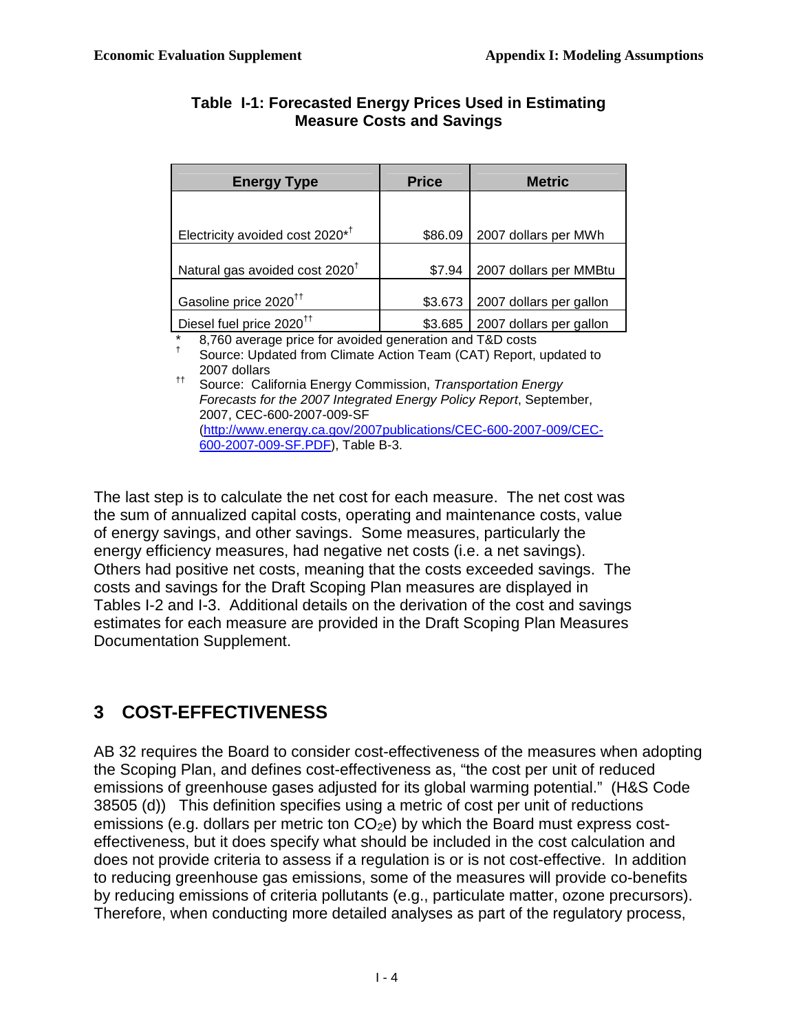**Table I-1: Forecasted Energy Prices Used in Estimating Measure Costs and Savings**

| Energy Type | Price | Metric |
|---|---|---|
| Electricity avoided cost 2020*[†] | \$86.09 | 2007 dollars per MWh |
| Natural gas avoided cost 2020[†] | \$7.94 | 2007 dollars per MMBtu |
| Gasoline price 2020[††] | \$3.673 | 2007 dollars per gallon |
| Diesel fuel price 2020[††] | \$3.685 | 2007 dollars per gallon |

\* 8,760 average price for avoided generation and T&D costs

† Source: Updated from Climate Action Team (CAT) Report, updated to 2007 dollars

†† Source: California Energy Commission, *Transportation Energy Forecasts for the 2007 Integrated Energy Policy Report*, September, 2007, CEC-600-2007-009-SF (http://www.energy.ca.gov/2007publications/CEC-600-2007-009/CEC-600-2007-009-SF.PDF), Table B-3.

The last step is to calculate the net cost for each measure. The net cost was the sum of annualized capital costs, operating and maintenance costs, value of energy savings, and other savings. Some measures, particularly the energy efficiency measures, had negative net costs (i.e. a net savings). Others had positive net costs, meaning that the costs exceeded savings. The costs and savings for the Draft Scoping Plan measures are displayed in Tables I-2 and I-3. Additional details on the derivation of the cost and savings estimates for each measure are provided in the Draft Scoping Plan Measures Documentation Supplement.

## 3 COST-EFFECTIVENESS

AB 32 requires the Board to consider cost-effectiveness of the measures when adopting the Scoping Plan, and defines cost-effectiveness as, "the cost per unit of reduced emissions of greenhouse gases adjusted for its global warming potential." (H&S Code 38505 (d)) This definition specifies using a metric of cost per unit of reductions emissions (e.g. dollars per metric ton $CO_2e$) by which the Board must express cost-effectiveness, but it does specify what should be included in the cost calculation and does not provide criteria to assess if a regulation is or is not cost-effective. In addition to reducing greenhouse gas emissions, some of the measures will provide co-benefits by reducing emissions of criteria pollutants (e.g., particulate matter, ozone precursors). Therefore, when conducting more detailed analyses as part of the regulatory process,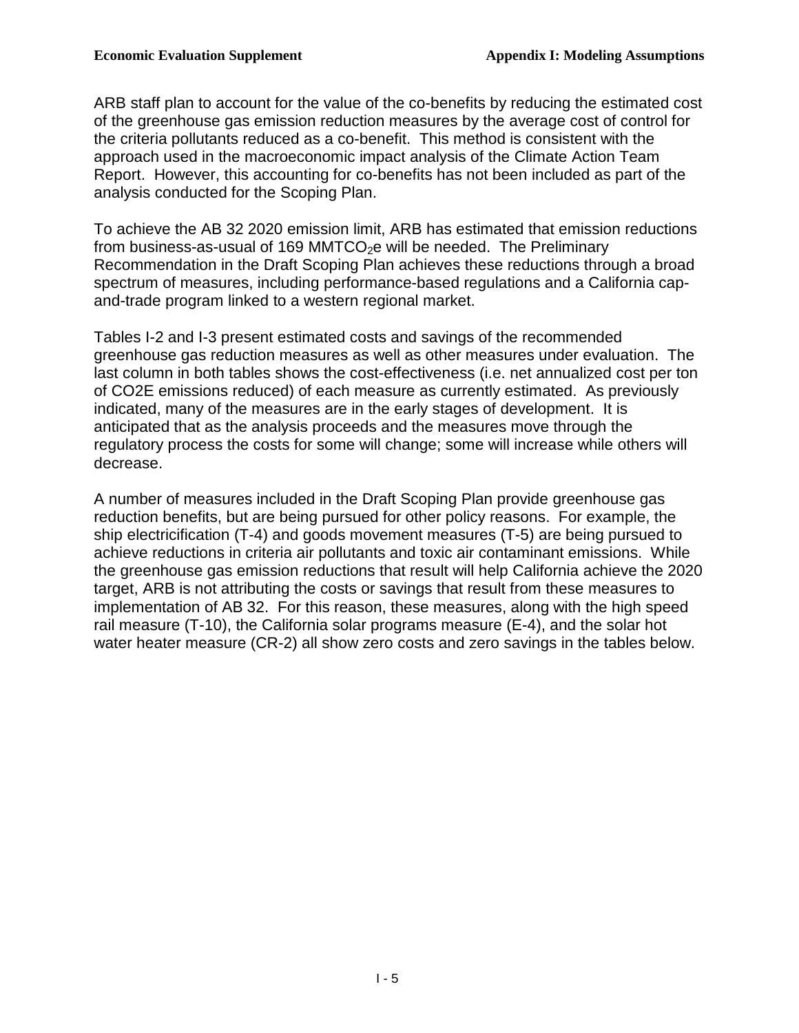ARB staff plan to account for the value of the co-benefits by reducing the estimated cost of the greenhouse gas emission reduction measures by the average cost of control for the criteria pollutants reduced as a co-benefit. This method is consistent with the approach used in the macroeconomic impact analysis of the Climate Action Team Report. However, this accounting for co-benefits has not been included as part of the analysis conducted for the Scoping Plan.

To achieve the AB 32 2020 emission limit, ARB has estimated that emission reductions from business-as-usual of 169 $MMTCO_2e$ will be needed. The Preliminary Recommendation in the Draft Scoping Plan achieves these reductions through a broad spectrum of measures, including performance-based regulations and a California cap-and-trade program linked to a western regional market.

Tables I-2 and I-3 present estimated costs and savings of the recommended greenhouse gas reduction measures as well as other measures under evaluation. The last column in both tables shows the cost-effectiveness (i.e. net annualized cost per ton of CO2E emissions reduced) of each measure as currently estimated. As previously indicated, many of the measures are in the early stages of development. It is anticipated that as the analysis proceeds and the measures move through the regulatory process the costs for some will change; some will increase while others will decrease.

A number of measures included in the Draft Scoping Plan provide greenhouse gas reduction benefits, but are being pursued for other policy reasons. For example, the ship electricification (T-4) and goods movement measures (T-5) are being pursued to achieve reductions in criteria air pollutants and toxic air contaminant emissions. While the greenhouse gas emission reductions that result will help California achieve the 2020 target, ARB is not attributing the costs or savings that result from these measures to implementation of AB 32. For this reason, these measures, along with the high speed rail measure (T-10), the California solar programs measure (E-4), and the solar hot water heater measure (CR-2) all show zero costs and zero savings in the tables below.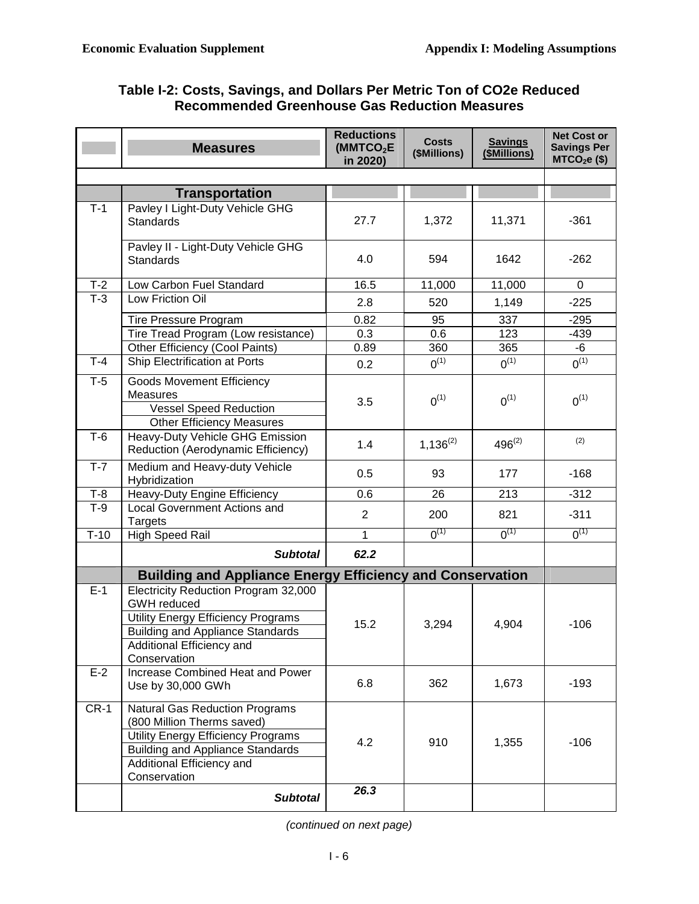**Table I-2: Costs, Savings, and Dollars Per Metric Ton of CO2e Reduced**
**Recommended Greenhouse Gas Reduction Measures**

| | Measures | Reductions ($MMTCO_2E$ in 2020) | Costs ($Millions) | Savings ($Millions) | Net Cost or Savings Per $MTCO_2e$ ($) |
|---|---|---|---|---|---|
| | **Transportation** | | | | |
| T-1 | Pavley I Light-Duty Vehicle GHG Standards | 27.7 | 1,372 | 11,371 | -361 |
| | Pavley II - Light-Duty Vehicle GHG Standards | 4.0 | 594 | 1642 | -262 |
| T-2 | Low Carbon Fuel Standard | 16.5 | 11,000 | 11,000 | 0 |
| T-3 | Low Friction Oil | 2.8 | 520 | 1,149 | -225 |
| | Tire Pressure Program | 0.82 | 95 | 337 | -295 |
| | Tire Tread Program (Low resistance) | 0.3 | 0.6 | 123 | -439 |
| | Other Efficiency (Cool Paints) | 0.89 | 360 | 365 | -6 |
| T-4 | Ship Electrification at Ports | 0.2 | 0(1) | 0(1) | 0(1) |
| T-5 | Goods Movement Efficiency Measures<br>Vessel Speed Reduction<br>Other Efficiency Measures | 3.5 | 0(1) | 0(1) | 0(1) |
| T-6 | Heavy-Duty Vehicle GHG Emission Reduction (Aerodynamic Efficiency) | 1.4 | 1,136(2) | 496(2) | (2) |
| T-7 | Medium and Heavy-duty Vehicle Hybridization | 0.5 | 93 | 177 | -168 |
| T-8 | Heavy-Duty Engine Efficiency | 0.6 | 26 | 213 | -312 |
| T-9 | Local Government Actions and Targets | 2 | 200 | 821 | -311 |
| T-10 | High Speed Rail | 1 | 0(1) | 0(1) | 0(1) |
| | ***Subtotal*** | ***62.2*** | | | |
| | **Building and Appliance Energy Efficiency and Conservation** | | | | |
| E-1 | Electricity Reduction Program 32,000 GWH reduced<br>Utility Energy Efficiency Programs<br>Building and Appliance Standards<br>Additional Efficiency and Conservation | 15.2 | 3,294 | 4,904 | -106 |
| E-2 | Increase Combined Heat and Power Use by 30,000 GWh | 6.8 | 362 | 1,673 | -193 |
| CR-1 | Natural Gas Reduction Programs (800 Million Therms saved)<br>Utility Energy Efficiency Programs<br>Building and Appliance Standards<br>Additional Efficiency and Conservation | 4.2 | 910 | 1,355 | -106 |
| | ***Subtotal*** | ***26.3*** | | | |

*(continued on next page)*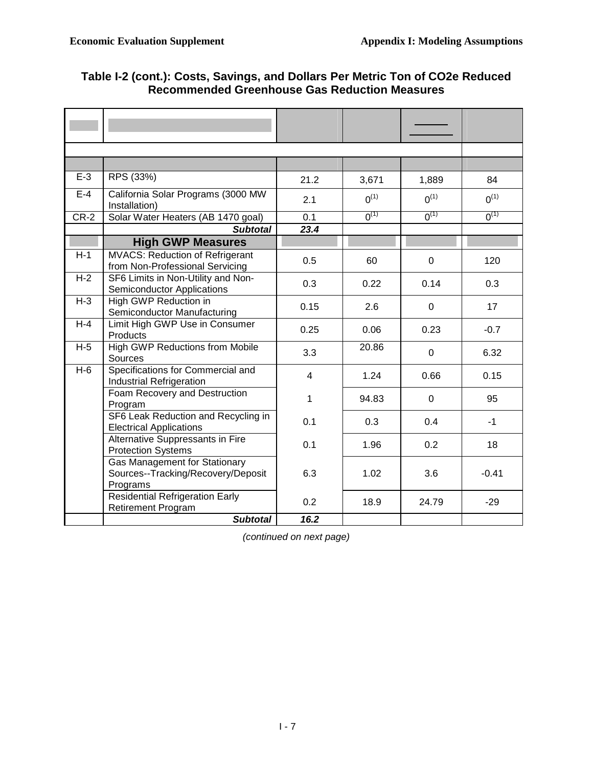## Table I-2 (cont.): Costs, Savings, and Dollars Per Metric Ton of CO2e Reduced Recommended Greenhouse Gas Reduction Measures

| | | | | | |
|---|---|---|---|---|---|
| | | | | | |
| | | | | | |
| E-3 | RPS (33%) | 21.2 | 3,671 | 1,889 | 84 |
| E-4 | California Solar Programs (3000 MW Installation) | 2.1 | 0(1) | 0(1) | 0(1) |
| CR-2 | Solar Water Heaters (AB 1470 goal) | 0.1 | 0(1) | 0(1) | 0(1) |
| | ***Subtotal*** | ***23.4*** | | | |
| | **High GWP Measures** | | | | |
| H-1 | MVACS: Reduction of Refrigerant from Non-Professional Servicing | 0.5 | 60 | 0 | 120 |
| H-2 | SF6 Limits in Non-Utility and Non-Semiconductor Applications | 0.3 | 0.22 | 0.14 | 0.3 |
| H-3 | High GWP Reduction in Semiconductor Manufacturing | 0.15 | 2.6 | 0 | 17 |
| H-4 | Limit High GWP Use in Consumer Products | 0.25 | 0.06 | 0.23 | -0.7 |
| H-5 | High GWP Reductions from Mobile Sources | 3.3 | 20.86 | 0 | 6.32 |
| H-6 | Specifications for Commercial and Industrial Refrigeration | 4 | 1.24 | 0.66 | 0.15 |
| | Foam Recovery and Destruction Program | 1 | 94.83 | 0 | 95 |
| | SF6 Leak Reduction and Recycling in Electrical Applications | 0.1 | 0.3 | 0.4 | -1 |
| | Alternative Suppressants in Fire Protection Systems | 0.1 | 1.96 | 0.2 | 18 |
| | Gas Management for Stationary Sources--Tracking/Recovery/Deposit Programs | 6.3 | 1.02 | 3.6 | -0.41 |
| | Residential Refrigeration Early Retirement Program | 0.2 | 18.9 | 24.79 | -29 |
| | ***Subtotal*** | ***16.2*** | | | |

*(continued on next page)*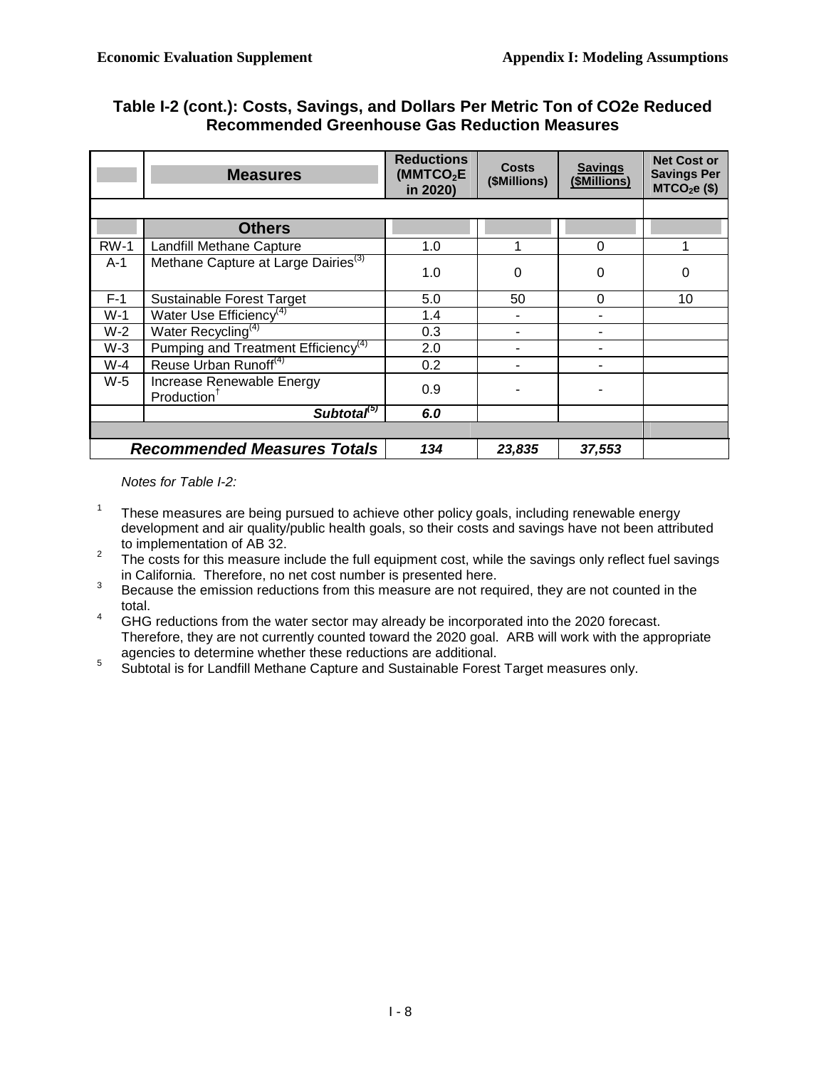**Table I-2 (cont.): Costs, Savings, and Dollars Per Metric Ton of CO2e Reduced Recommended Greenhouse Gas Reduction Measures**

| | Measures | Reductions ($MMTCO_2E$ in 2020) | Costs ($Millions) | Savings ($Millions) | Net Cost or Savings Per $MTCO_2e$ ($) |
|---|---|---|---|---|---|
| | **Others** | | | | |
| RW-1 | Landfill Methane Capture | 1.0 | 1 | 0 | 1 |
| A-1 | Methane Capture at Large Dairies[3] | 1.0 | 0 | 0 | 0 |
| F-1 | Sustainable Forest Target | 5.0 | 50 | 0 | 10 |
| W-1 | Water Use Efficiency[4] | 1.4 | - | - | |
| W-2 | Water Recycling[4] | 0.3 | - | - | |
| W-3 | Pumping and Treatment Efficiency[4] | 2.0 | - | - | |
| W-4 | Reuse Urban Runoff[4] | 0.2 | - | - | |
| W-5 | Increase Renewable Energy Production† | 0.9 | - | - | |
| | ***Subtotal[5]*** | ***6.0*** | | | |
| | ***Recommended Measures Totals*** | ***134*** | ***23,835*** | ***37,553*** | |

*Notes for Table I-2:*

1. These measures are being pursued to achieve other policy goals, including renewable energy development and air quality/public health goals, so their costs and savings have not been attributed to implementation of AB 32.
2. The costs for this measure include the full equipment cost, while the savings only reflect fuel savings in California. Therefore, no net cost number is presented here.
3. Because the emission reductions from this measure are not required, they are not counted in the total.
4. GHG reductions from the water sector may already be incorporated into the 2020 forecast. Therefore, they are not currently counted toward the 2020 goal. ARB will work with the appropriate agencies to determine whether these reductions are additional.
5. Subtotal is for Landfill Methane Capture and Sustainable Forest Target measures only.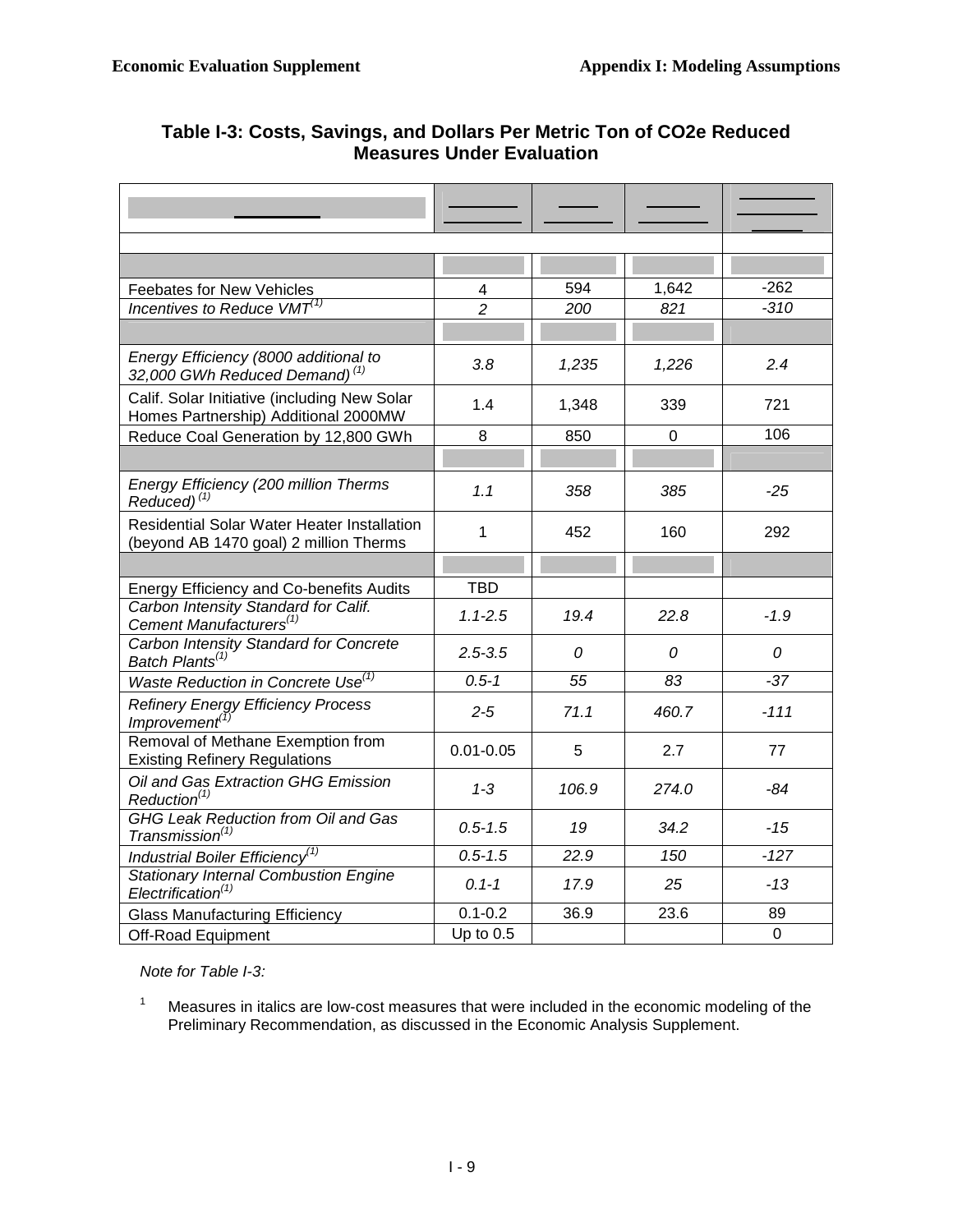## Table I-3: Costs, Savings, and Dollars Per Metric Ton of CO2e Reduced Measures Under Evaluation

| | | | | |
|---|---|---|---|---|
| | | | | |
| | | | | |
| Feebates for New Vehicles | 4 | 594 | 1,642 | -262 |
| *Incentives to Reduce VMT*[1] | *2* | *200* | *821* | *-310* |
| | | | | |
| *Energy Efficiency (8000 additional to 32,000 GWh Reduced Demand)*[1] | *3.8* | *1,235* | *1,226* | *2.4* |
| Calif. Solar Initiative (including New Solar Homes Partnership) Additional 2000MW | 1.4 | 1,348 | 339 | 721 |
| Reduce Coal Generation by 12,800 GWh | 8 | 850 | 0 | 106 |
| | | | | |
| *Energy Efficiency (200 million Therms Reduced)*[1] | *1.1* | *358* | *385* | *-25* |
| Residential Solar Water Heater Installation (beyond AB 1470 goal) 2 million Therms | 1 | 452 | 160 | 292 |
| | | | | |
| Energy Efficiency and Co-benefits Audits | TBD | | | |
| *Carbon Intensity Standard for Calif. Cement Manufacturers*[1] | *1.1-2.5* | *19.4* | *22.8* | *-1.9* |
| *Carbon Intensity Standard for Concrete Batch Plants*[1] | *2.5-3.5* | *0* | *0* | *0* |
| *Waste Reduction in Concrete Use*[1] | *0.5-1* | *55* | *83* | *-37* |
| *Refinery Energy Efficiency Process Improvement*[1] | *2-5* | *71.1* | *460.7* | *-111* |
| Removal of Methane Exemption from Existing Refinery Regulations | 0.01-0.05 | 5 | 2.7 | 77 |
| *Oil and Gas Extraction GHG Emission Reduction*[1] | *1-3* | *106.9* | *274.0* | *-84* |
| *GHG Leak Reduction from Oil and Gas Transmission*[1] | *0.5-1.5* | *19* | *34.2* | *-15* |
| *Industrial Boiler Efficiency*[1] | *0.5-1.5* | *22.9* | *150* | *-127* |
| *Stationary Internal Combustion Engine Electrification*[1] | *0.1-1* | *17.9* | *25* | *-13* |
| Glass Manufacturing Efficiency | 0.1-0.2 | 36.9 | 23.6 | 89 |
| Off-Road Equipment | Up to 0.5 | | | 0 |

*Note for Table I-3:*

1. Measures in italics are low-cost measures that were included in the economic modeling of the Preliminary Recommendation, as discussed in the Economic Analysis Supplement.